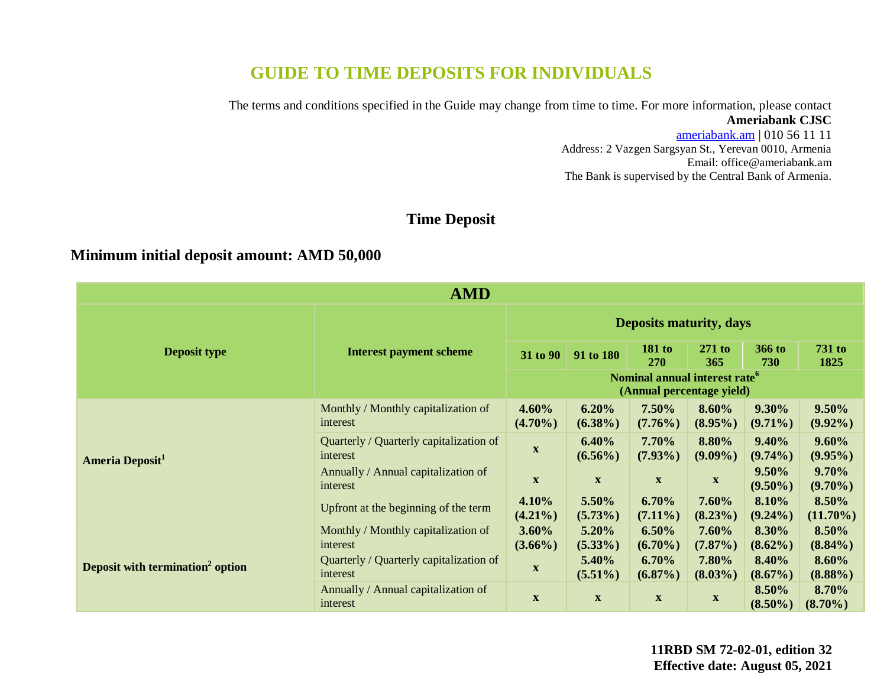# GUIDE TO TIME DEPOSITS FOR INDIVIDUALS

The terms and conditions specified in the Guide may change from time to time. For more information, please contact
**Ameriabank CJSC**
ameriabank.am | 010 56 11 11
Address: 2 Vazgen Sargsyan St., Yerevan 0010, Armenia
Email: office@ameriabank.am
The Bank is supervised by the Central Bank of Armenia.

## Time Deposit

### Minimum initial deposit amount: AMD 50,000

| AMD | | | | | | | |
|---|---|---|---|---|---|---|---|
| **Deposit type** | **Interest payment scheme** | **Deposits maturity, days** | | | | | |
| | | **31 to 90** | **91 to 180** | **181 to 270** | **271 to 365** | **366 to 730** | **731 to 1825** |
| | | **Nominal annual interest rate[6] (Annual percentage yield)** | | | | | |
| **Ameria Deposit[1]** | Monthly / Monthly capitalization of interest | **4.60% (4.70%)** | **6.20% (6.38%)** | **7.50% (7.76%)** | **8.60% (8.95%)** | **9.30% (9.71%)** | **9.50% (9.92%)** |
| | Quarterly / Quarterly capitalization of interest | **x** | **6.40% (6.56%)** | **7.70% (7.93%)** | **8.80% (9.09%)** | **9.40% (9.74%)** | **9.60% (9.95%)** |
| | Annually / Annual capitalization of interest | **x** | **x** | **x** | **x** | **9.50% (9.50%)** | **9.70% (9.70%)** |
| | Upfront at the beginning of the term | **4.10% (4.21%)** | **5.50% (5.73%)** | **6.70% (7.11%)** | **7.60% (8.23%)** | **8.10% (9.24%)** | **8.50% (11.70%)** |
| **Deposit with termination[2] option** | Monthly / Monthly capitalization of interest | **3.60% (3.66%)** | **5.20% (5.33%)** | **6.50% (6.70%)** | **7.60% (7.87%)** | **8.30% (8.62%)** | **8.50% (8.84%)** |
| | Quarterly / Quarterly capitalization of interest | **x** | **5.40% (5.51%)** | **6.70% (6.87%)** | **7.80% (8.03%)** | **8.40% (8.67%)** | **8.60% (8.88%)** |
| | Annually / Annual capitalization of interest | **x** | **x** | **x** | **x** | **8.50% (8.50%)** | **8.70% (8.70%)** |

**11RBD SM 72-02-01, edition 32**
**Effective date: August 05, 2021**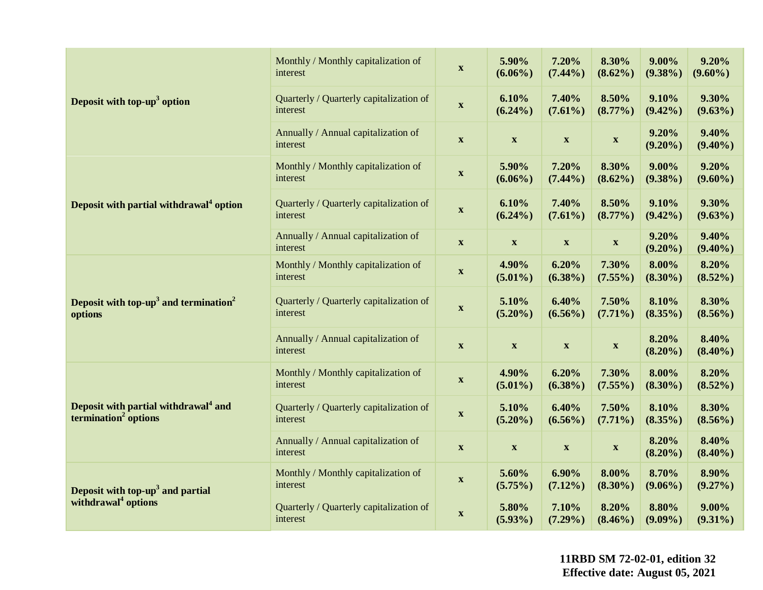| | | | | | | | |
|---|---|---|---|---|---|---|---|
| **Deposit with top-up[3] option** | Monthly / Monthly capitalization of interest | **x** | **5.90% (6.06%)** | **7.20% (7.44%)** | **8.30% (8.62%)** | **9.00% (9.38%)** | **9.20% (9.60%)** |
| | Quarterly / Quarterly capitalization of interest | **x** | **6.10% (6.24%)** | **7.40% (7.61%)** | **8.50% (8.77%)** | **9.10% (9.42%)** | **9.30% (9.63%)** |
| | Annually / Annual capitalization of interest | **x** | **x** | **x** | **x** | **9.20% (9.20%)** | **9.40% (9.40%)** |
| **Deposit with partial withdrawal[4] option** | Monthly / Monthly capitalization of interest | **x** | **5.90% (6.06%)** | **7.20% (7.44%)** | **8.30% (8.62%)** | **9.00% (9.38%)** | **9.20% (9.60%)** |
| | Quarterly / Quarterly capitalization of interest | **x** | **6.10% (6.24%)** | **7.40% (7.61%)** | **8.50% (8.77%)** | **9.10% (9.42%)** | **9.30% (9.63%)** |
| | Annually / Annual capitalization of interest | **x** | **x** | **x** | **x** | **9.20% (9.20%)** | **9.40% (9.40%)** |
| **Deposit with top-up[3] and termination[2] options** | Monthly / Monthly capitalization of interest | **x** | **4.90% (5.01%)** | **6.20% (6.38%)** | **7.30% (7.55%)** | **8.00% (8.30%)** | **8.20% (8.52%)** |
| | Quarterly / Quarterly capitalization of interest | **x** | **5.10% (5.20%)** | **6.40% (6.56%)** | **7.50% (7.71%)** | **8.10% (8.35%)** | **8.30% (8.56%)** |
| | Annually / Annual capitalization of interest | **x** | **x** | **x** | **x** | **8.20% (8.20%)** | **8.40% (8.40%)** |
| **Deposit with partial withdrawal[4] and termination[2] options** | Monthly / Monthly capitalization of interest | **x** | **4.90% (5.01%)** | **6.20% (6.38%)** | **7.30% (7.55%)** | **8.00% (8.30%)** | **8.20% (8.52%)** |
| | Quarterly / Quarterly capitalization of interest | **x** | **5.10% (5.20%)** | **6.40% (6.56%)** | **7.50% (7.71%)** | **8.10% (8.35%)** | **8.30% (8.56%)** |
| | Annually / Annual capitalization of interest | **x** | **x** | **x** | **x** | **8.20% (8.20%)** | **8.40% (8.40%)** |
| **Deposit with top-up[3] and partial withdrawal[4] options** | Monthly / Monthly capitalization of interest | **x** | **5.60% (5.75%)** | **6.90% (7.12%)** | **8.00% (8.30%)** | **8.70% (9.06%)** | **8.90% (9.27%)** |
| | Quarterly / Quarterly capitalization of interest | **x** | **5.80% (5.93%)** | **7.10% (7.29%)** | **8.20% (8.46%)** | **8.80% (9.09%)** | **9.00% (9.31%)** |

**11RBD SM 72-02-01, edition 32**
**Effective date: August 05, 2021**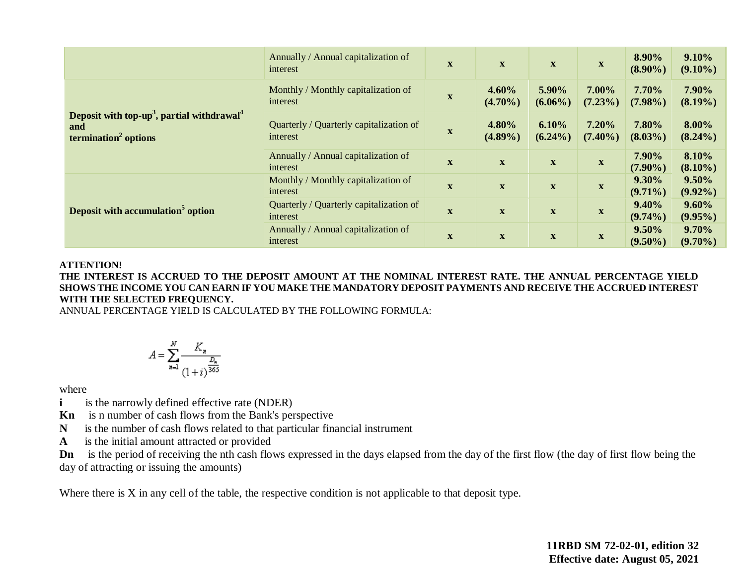| | | | | | | | |
|---|---|---|---|---|---|---|---|
| | Annually / Annual capitalization of interest | x | x | x | x | **8.90% (8.90%)** | **9.10% (9.10%)** |
| **Deposit with top-up[3], partial withdrawal[4] and termination[2] options** | Monthly / Monthly capitalization of interest | x | **4.60% (4.70%)** | **5.90% (6.06%)** | **7.00% (7.23%)** | **7.70% (7.98%)** | **7.90% (8.19%)** |
| | Quarterly / Quarterly capitalization of interest | x | **4.80% (4.89%)** | **6.10% (6.24%)** | **7.20% (7.40%)** | **7.80% (8.03%)** | **8.00% (8.24%)** |
| | Annually / Annual capitalization of interest | x | x | x | x | **7.90% (7.90%)** | **8.10% (8.10%)** |
| **Deposit with accumulation[5] option** | Monthly / Monthly capitalization of interest | x | x | x | x | **9.30% (9.71%)** | **9.50% (9.92%)** |
| | Quarterly / Quarterly capitalization of interest | x | x | x | x | **9.40% (9.74%)** | **9.60% (9.95%)** |
| | Annually / Annual capitalization of interest | x | x | x | x | **9.50% (9.50%)** | **9.70% (9.70%)** |

**ATTENTION!**

**THE INTEREST IS ACCRUED TO THE DEPOSIT AMOUNT AT THE NOMINAL INTEREST RATE. THE ANNUAL PERCENTAGE YIELD SHOWS THE INCOME YOU CAN EARN IF YOU MAKE THE MANDATORY DEPOSIT PAYMENTS AND RECEIVE THE ACCRUED INTEREST WITH THE SELECTED FREQUENCY.**

ANNUAL PERCENTAGE YIELD IS CALCULATED BY THE FOLLOWING FORMULA:

$$A = \sum_{n=1}^{N} \frac{K_n}{(1+i)^{\frac{D_n}{365}}}$$

where

**i** is the narrowly defined effective rate (NDER)

**Kn** is n number of cash flows from the Bank's perspective

**N** is the number of cash flows related to that particular financial instrument

**A** is the initial amount attracted or provided

**Dn** is the period of receiving the nth cash flows expressed in the days elapsed from the day of the first flow (the day of first flow being the day of attracting or issuing the amounts)

Where there is X in any cell of the table, the respective condition is not applicable to that deposit type.

**11RBD SM 72-02-01, edition 32**
**Effective date: August 05, 2021**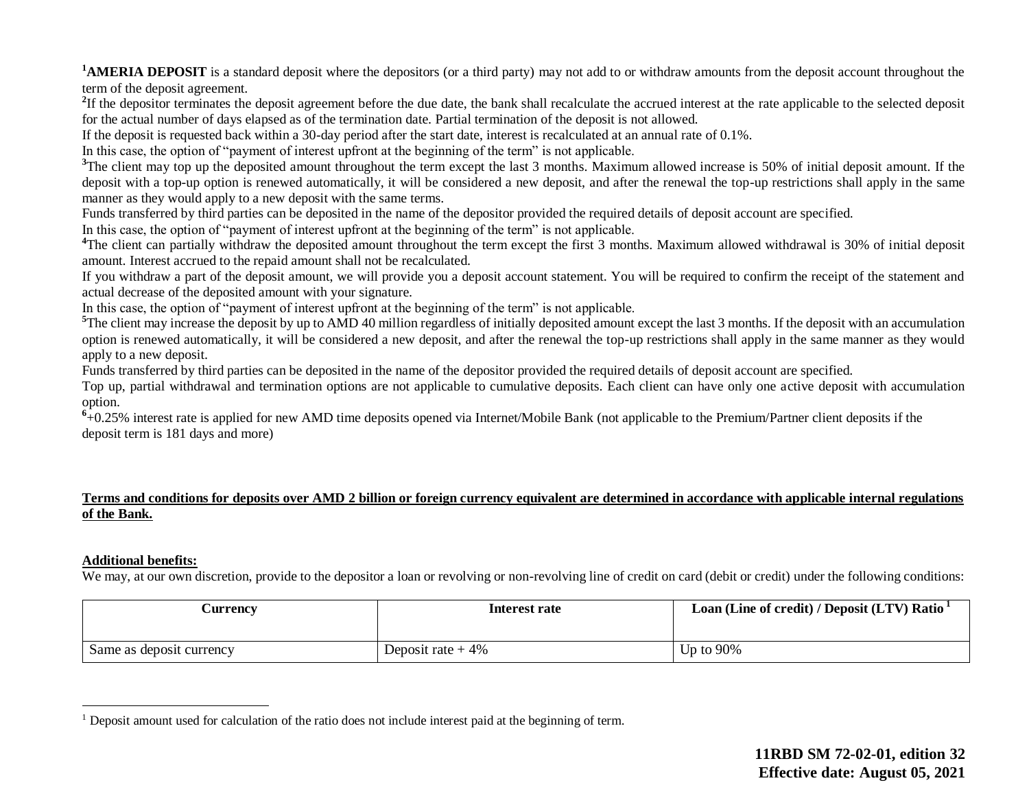[1]**AMERIA DEPOSIT** is a standard deposit where the depositors (or a third party) may not add to or withdraw amounts from the deposit account throughout the term of the deposit agreement.

[2]If the depositor terminates the deposit agreement before the due date, the bank shall recalculate the accrued interest at the rate applicable to the selected deposit for the actual number of days elapsed as of the termination date. Partial termination of the deposit is not allowed.

If the deposit is requested back within a 30-day period after the start date, interest is recalculated at an annual rate of 0.1%.

In this case, the option of "payment of interest upfront at the beginning of the term" is not applicable.

[3]The client may top up the deposited amount throughout the term except the last 3 months. Maximum allowed increase is 50% of initial deposit amount. If the deposit with a top-up option is renewed automatically, it will be considered a new deposit, and after the renewal the top-up restrictions shall apply in the same manner as they would apply to a new deposit with the same terms.

Funds transferred by third parties can be deposited in the name of the depositor provided the required details of deposit account are specified.

In this case, the option of "payment of interest upfront at the beginning of the term" is not applicable.

[4]The client can partially withdraw the deposited amount throughout the term except the first 3 months. Maximum allowed withdrawal is 30% of initial deposit amount. Interest accrued to the repaid amount shall not be recalculated.

If you withdraw a part of the deposit amount, we will provide you a deposit account statement. You will be required to confirm the receipt of the statement and actual decrease of the deposited amount with your signature.

In this case, the option of "payment of interest upfront at the beginning of the term" is not applicable.

[5]The client may increase the deposit by up to AMD 40 million regardless of initially deposited amount except the last 3 months. If the deposit with an accumulation option is renewed automatically, it will be considered a new deposit, and after the renewal the top-up restrictions shall apply in the same manner as they would apply to a new deposit.

Funds transferred by third parties can be deposited in the name of the depositor provided the required details of deposit account are specified.

Top up, partial withdrawal and termination options are not applicable to cumulative deposits. Each client can have only one active deposit with accumulation option.

[6]+0.25% interest rate is applied for new AMD time deposits opened via Internet/Mobile Bank (not applicable to the Premium/Partner client deposits if the deposit term is 181 days and more)

**Terms and conditions for deposits over AMD 2 billion or foreign currency equivalent are determined in accordance with applicable internal regulations of the Bank.**

**Additional benefits:**

We may, at our own discretion, provide to the depositor a loan or revolving or non-revolving line of credit on card (debit or credit) under the following conditions:

| Currency | Interest rate | Loan (Line of credit) / Deposit (LTV) Ratio [1] |
|---|---|---|
| Same as deposit currency | Deposit rate + 4% | Up to 90% |

[1] Deposit amount used for calculation of the ratio does not include interest paid at the beginning of term.

**11RBD SM 72-02-01, edition 32**
**Effective date: August 05, 2021**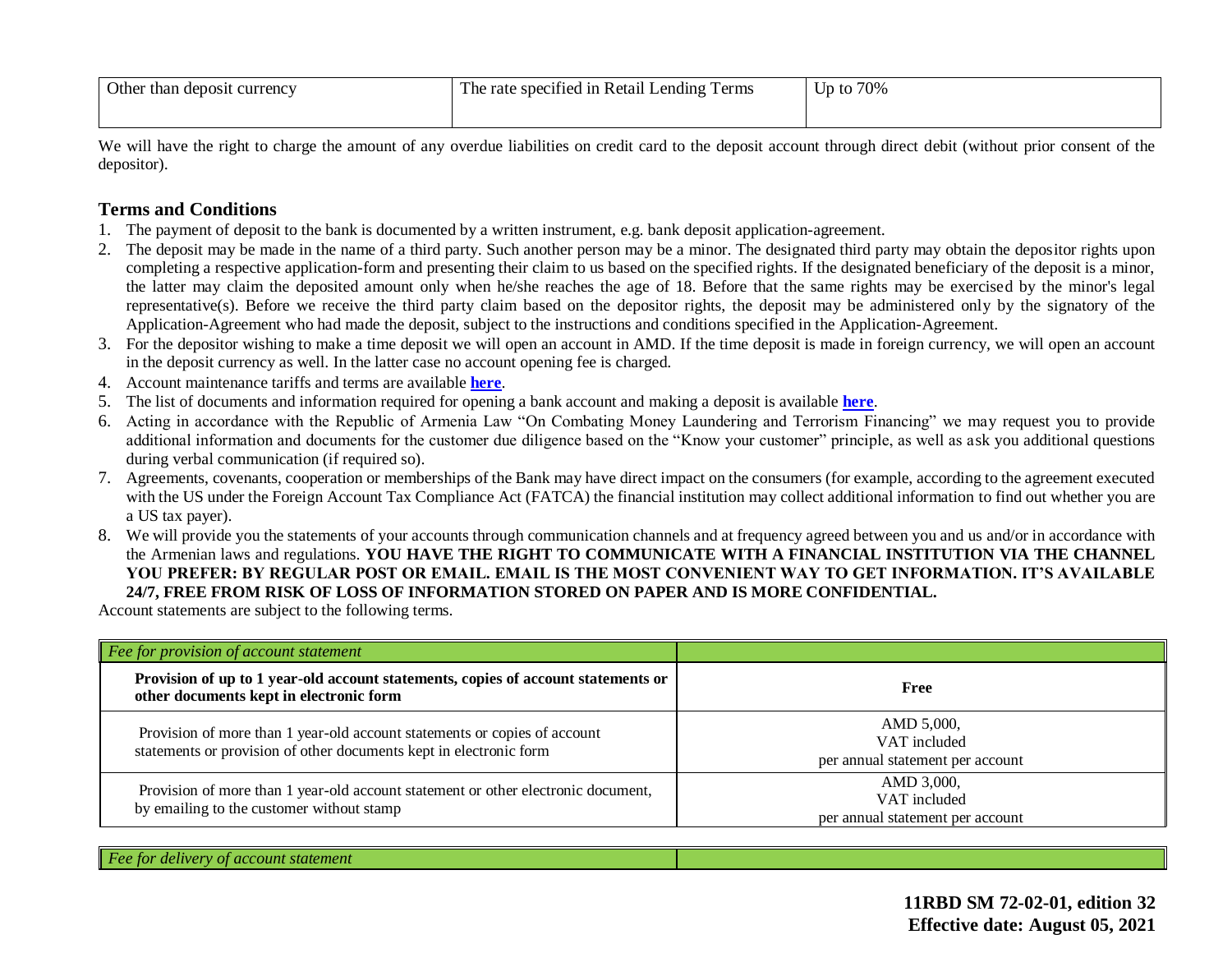| Other than deposit currency | The rate specified in Retail Lending Terms | Up to 70% |
|---|---|---|

We will have the right to charge the amount of any overdue liabilities on credit card to the deposit account through direct debit (without prior consent of the depositor).

## Terms and Conditions

1. The payment of deposit to the bank is documented by a written instrument, e.g. bank deposit application-agreement.
2. The deposit may be made in the name of a third party. Such another person may be a minor. The designated third party may obtain the depositor rights upon completing a respective application-form and presenting their claim to us based on the specified rights. If the designated beneficiary of the deposit is a minor, the latter may claim the deposited amount only when he/she reaches the age of 18. Before that the same rights may be exercised by the minor's legal representative(s). Before we receive the third party claim based on the depositor rights, the deposit may be administered only by the signatory of the Application-Agreement who had made the deposit, subject to the instructions and conditions specified in the Application-Agreement.
3. For the depositor wishing to make a time deposit we will open an account in AMD. If the time deposit is made in foreign currency, we will open an account in the deposit currency as well. In the latter case no account opening fee is charged.
4. Account maintenance tariffs and terms are available **here**.
5. The list of documents and information required for opening a bank account and making a deposit is available **here**.
6. Acting in accordance with the Republic of Armenia Law "On Combating Money Laundering and Terrorism Financing" we may request you to provide additional information and documents for the customer due diligence based on the "Know your customer" principle, as well as ask you additional questions during verbal communication (if required so).
7. Agreements, covenants, cooperation or memberships of the Bank may have direct impact on the consumers (for example, according to the agreement executed with the US under the Foreign Account Tax Compliance Act (FATCA) the financial institution may collect additional information to find out whether you are a US tax payer).
8. We will provide you the statements of your accounts through communication channels and at frequency agreed between you and us and/or in accordance with the Armenian laws and regulations. **YOU HAVE THE RIGHT TO COMMUNICATE WITH A FINANCIAL INSTITUTION VIA THE CHANNEL YOU PREFER: BY REGULAR POST OR EMAIL. EMAIL IS THE MOST CONVENIENT WAY TO GET INFORMATION. IT'S AVAILABLE 24/7, FREE FROM RISK OF LOSS OF INFORMATION STORED ON PAPER AND IS MORE CONFIDENTIAL.**

Account statements are subject to the following terms.

| *Fee for provision of account statement* | |
|---|---|
| **Provision of up to 1 year-old account statements, copies of account statements or other documents kept in electronic form** | **Free** |
| Provision of more than 1 year-old account statements or copies of account statements or provision of other documents kept in electronic form | AMD 5,000, VAT included per annual statement per account |
| Provision of more than 1 year-old account statement or other electronic document, by emailing to the customer without stamp | AMD 3,000, VAT included per annual statement per account |

| *Fee for delivery of account statement* | |
|---|---|

**11RBD SM 72-02-01, edition 32**
**Effective date: August 05, 2021**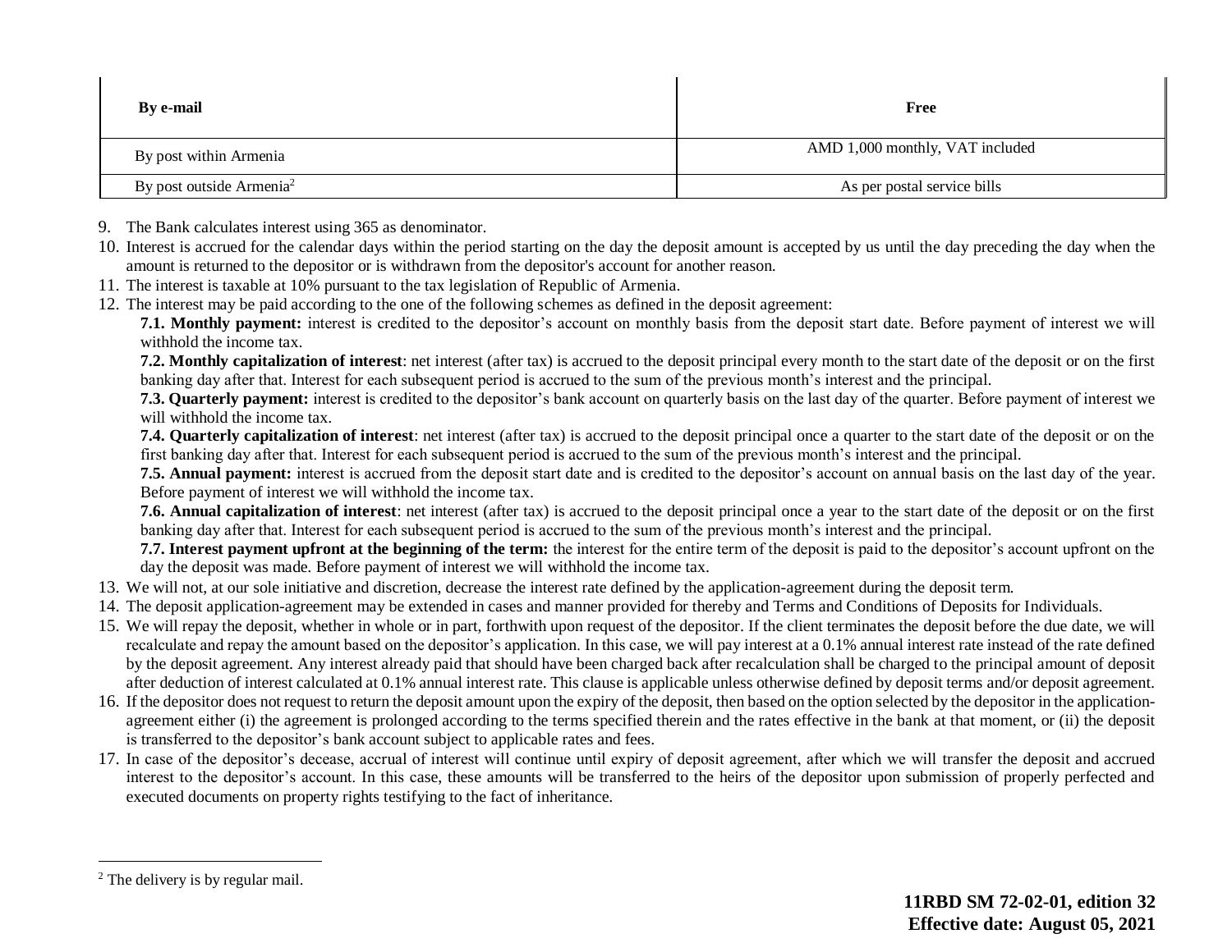| By e-mail | Free |
|---|---|
| By post within Armenia | AMD 1,000 monthly, VAT included |
| By post outside Armenia[2] | As per postal service bills |

9. The Bank calculates interest using 365 as denominator.
10. Interest is accrued for the calendar days within the period starting on the day the deposit amount is accepted by us until the day preceding the day when the amount is returned to the depositor or is withdrawn from the depositor's account for another reason.
11. The interest is taxable at 10% pursuant to the tax legislation of Republic of Armenia.
12. The interest may be paid according to the one of the following schemes as defined in the deposit agreement:

    **7.1. Monthly payment:** interest is credited to the depositor's account on monthly basis from the deposit start date. Before payment of interest we will withhold the income tax.

    **7.2. Monthly capitalization of interest**: net interest (after tax) is accrued to the deposit principal every month to the start date of the deposit or on the first banking day after that. Interest for each subsequent period is accrued to the sum of the previous month's interest and the principal.

    **7.3. Quarterly payment:** interest is credited to the depositor's bank account on quarterly basis on the last day of the quarter. Before payment of interest we will withhold the income tax.

    **7.4. Quarterly capitalization of interest**: net interest (after tax) is accrued to the deposit principal once a quarter to the start date of the deposit or on the first banking day after that. Interest for each subsequent period is accrued to the sum of the previous month's interest and the principal.

    **7.5. Annual payment:** interest is accrued from the deposit start date and is credited to the depositor's account on annual basis on the last day of the year. Before payment of interest we will withhold the income tax.

    **7.6. Annual capitalization of interest**: net interest (after tax) is accrued to the deposit principal once a year to the start date of the deposit or on the first banking day after that. Interest for each subsequent period is accrued to the sum of the previous month's interest and the principal.

    **7.7. Interest payment upfront at the beginning of the term:** the interest for the entire term of the deposit is paid to the depositor's account upfront on the day the deposit was made. Before payment of interest we will withhold the income tax.
13. We will not, at our sole initiative and discretion, decrease the interest rate defined by the application-agreement during the deposit term.
14. The deposit application-agreement may be extended in cases and manner provided for thereby and Terms and Conditions of Deposits for Individuals.
15. We will repay the deposit, whether in whole or in part, forthwith upon request of the depositor. If the client terminates the deposit before the due date, we will recalculate and repay the amount based on the depositor's application. In this case, we will pay interest at a 0.1% annual interest rate instead of the rate defined by the deposit agreement. Any interest already paid that should have been charged back after recalculation shall be charged to the principal amount of deposit after deduction of interest calculated at 0.1% annual interest rate. This clause is applicable unless otherwise defined by deposit terms and/or deposit agreement.
16. If the depositor does not request to return the deposit amount upon the expiry of the deposit, then based on the option selected by the depositor in the application-agreement either (i) the agreement is prolonged according to the terms specified therein and the rates effective in the bank at that moment, or (ii) the deposit is transferred to the depositor's bank account subject to applicable rates and fees.
17. In case of the depositor's decease, accrual of interest will continue until expiry of deposit agreement, after which we will transfer the deposit and accrued interest to the depositor's account. In this case, these amounts will be transferred to the heirs of the depositor upon submission of properly perfected and executed documents on property rights testifying to the fact of inheritance.

[2] The delivery is by regular mail.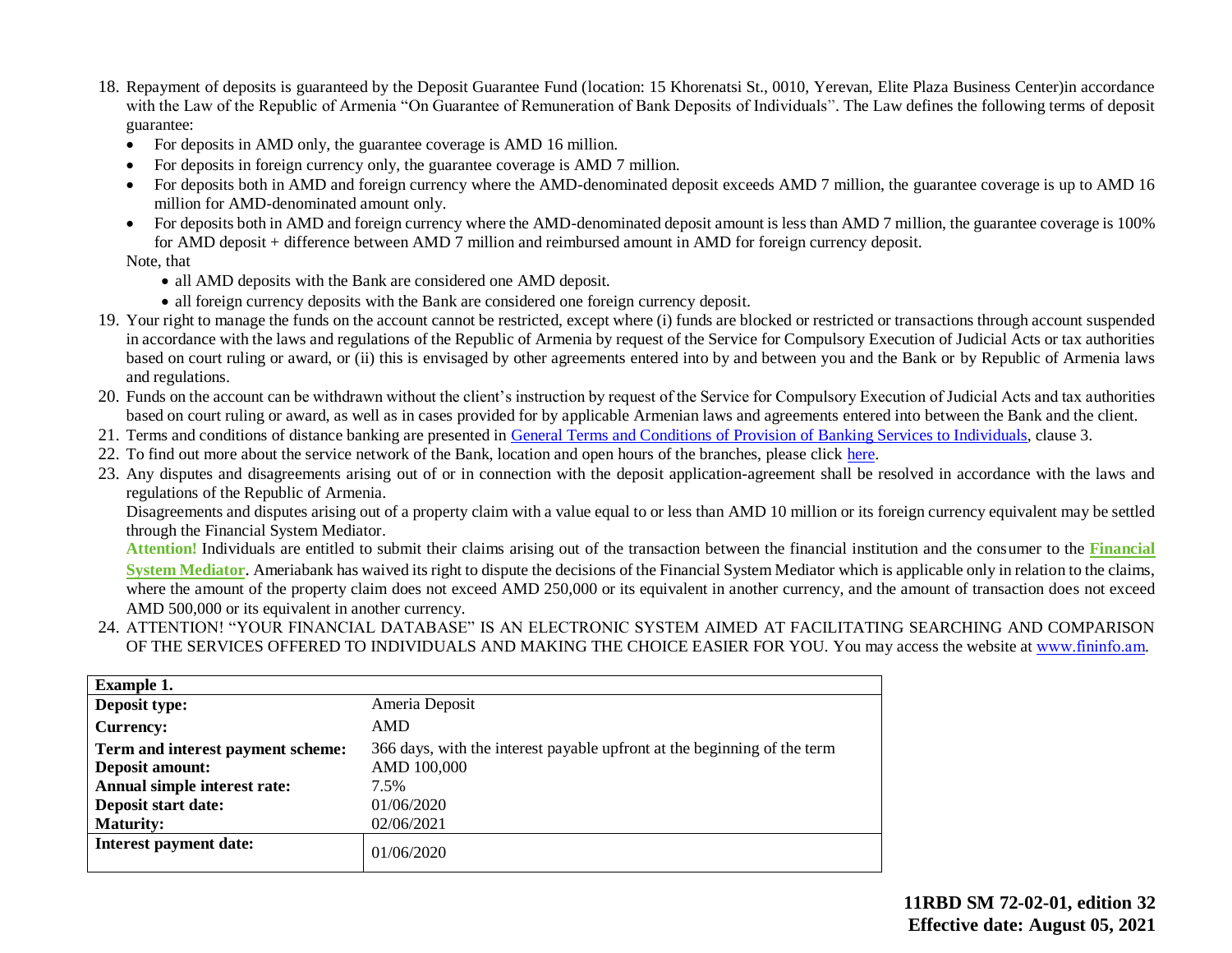18. Repayment of deposits is guaranteed by the Deposit Guarantee Fund (location: 15 Khorenatsi St., 0010, Yerevan, Elite Plaza Business Center)in accordance with the Law of the Republic of Armenia "On Guarantee of Remuneration of Bank Deposits of Individuals". The Law defines the following terms of deposit guarantee:
    - For deposits in AMD only, the guarantee coverage is AMD 16 million.
    - For deposits in foreign currency only, the guarantee coverage is AMD 7 million.
    - For deposits both in AMD and foreign currency where the AMD-denominated deposit exceeds AMD 7 million, the guarantee coverage is up to AMD 16 million for AMD-denominated amount only.
    - For deposits both in AMD and foreign currency where the AMD-denominated deposit amount is less than AMD 7 million, the guarantee coverage is 100% for AMD deposit + difference between AMD 7 million and reimbursed amount in AMD for foreign currency deposit.

    Note, that
    - all AMD deposits with the Bank are considered one AMD deposit.
    - all foreign currency deposits with the Bank are considered one foreign currency deposit.
19. Your right to manage the funds on the account cannot be restricted, except where (i) funds are blocked or restricted or transactions through account suspended in accordance with the laws and regulations of the Republic of Armenia by request of the Service for Compulsory Execution of Judicial Acts or tax authorities based on court ruling or award, or (ii) this is envisaged by other agreements entered into by and between you and the Bank or by Republic of Armenia laws and regulations.
20. Funds on the account can be withdrawn without the client's instruction by request of the Service for Compulsory Execution of Judicial Acts and tax authorities based on court ruling or award, as well as in cases provided for by applicable Armenian laws and agreements entered into between the Bank and the client.
21. Terms and conditions of distance banking are presented in General Terms and Conditions of Provision of Banking Services to Individuals, clause 3.
22. To find out more about the service network of the Bank, location and open hours of the branches, please click here.
23. Any disputes and disagreements arising out of or in connection with the deposit application-agreement shall be resolved in accordance with the laws and regulations of the Republic of Armenia.

    Disagreements and disputes arising out of a property claim with a value equal to or less than AMD 10 million or its foreign currency equivalent may be settled through the Financial System Mediator.

    **Attention!** Individuals are entitled to submit their claims arising out of the transaction between the financial institution and the consumer to the **Financial System Mediator**. Ameriabank has waived its right to dispute the decisions of the Financial System Mediator which is applicable only in relation to the claims, where the amount of the property claim does not exceed AMD 250,000 or its equivalent in another currency, and the amount of transaction does not exceed AMD 500,000 or its equivalent in another currency.
24. ATTENTION! "YOUR FINANCIAL DATABASE" IS AN ELECTRONIC SYSTEM AIMED AT FACILITATING SEARCHING AND COMPARISON OF THE SERVICES OFFERED TO INDIVIDUALS AND MAKING THE CHOICE EASIER FOR YOU. You may access the website at www.fininfo.am.

| **Example 1.** | |
|---|---|
| **Deposit type:** | Ameria Deposit |
| **Currency:** | AMD |
| **Term and interest payment scheme:** | 366 days, with the interest payable upfront at the beginning of the term |
| **Deposit amount:** | AMD 100,000 |
| **Annual simple interest rate:** | 7.5% |
| **Deposit start date:** | 01/06/2020 |
| **Maturity:** | 02/06/2021 |
| **Interest payment date:** | 01/06/2020 |

**11RBD SM 72-02-01, edition 32**
**Effective date: August 05, 2021**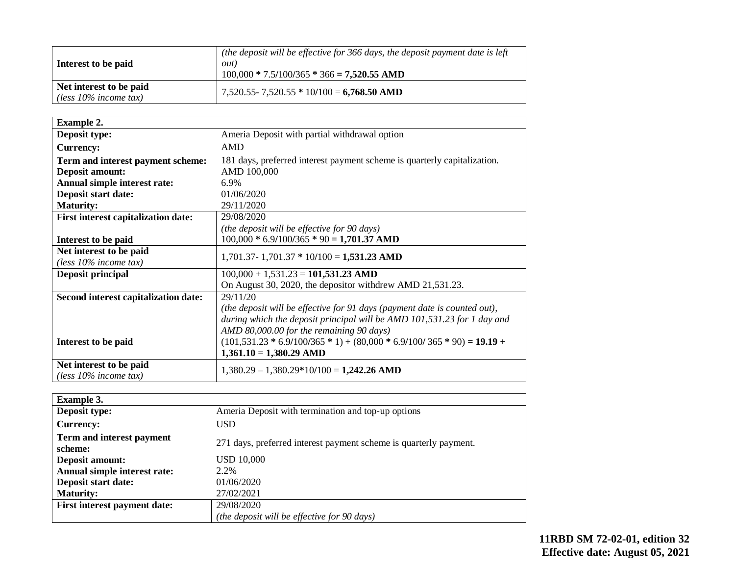| | |
|---|---|
| **Interest to be paid** | *(the deposit will be effective for 366 days, the deposit payment date is left out)*<br>100,000 * 7.5/100/365 * 366 **= 7,520.55 AMD** |
| **Net interest to be paid**<br>*(less 10% income tax)* | 7,520.55- 7,520.55 * 10/100 = **6,768.50 AMD** |

| **Example 2.** | |
|---|---|
| **Deposit type:** | Ameria Deposit with partial withdrawal option |
| **Currency:** | AMD |
| **Term and interest payment scheme:** | 181 days, preferred interest payment scheme is quarterly capitalization. |
| **Deposit amount:** | AMD 100,000 |
| **Annual simple interest rate:** | 6.9% |
| **Deposit start date:** | 01/06/2020 |
| **Maturity:** | 29/11/2020 |
| **First interest capitalization date:**<br><br>**Interest to be paid** | 29/08/2020<br>*(the deposit will be effective for 90 days)*<br>100,000 * 6.9/100/365 * 90 **= 1,701.37 AMD** |
| **Net interest to be paid**<br>*(less 10% income tax)* | 1,701.37- 1,701.37 * 10/100 = **1,531.23 AMD** |
| **Deposit principal** | 100,000 + 1,531.23 = **101,531.23 AMD**<br>On August 30, 2020, the depositor withdrew AMD 21,531.23. |
| **Second interest capitalization date:**<br><br><br><br>**Interest to be paid** | 29/11/20<br>*(the deposit will be effective for 91 days (payment date is counted out), during which the deposit principal will be AMD 101,531.23 for 1 day and AMD 80,000.00 for the remaining 90 days)*<br>(101,531.23 * 6.9/100/365 * 1) + (80,000 * 6.9/100/ 365 * 90) **= 19.19 + 1,361.10 = 1,380.29 AMD** |
| **Net interest to be paid**<br>*(less 10% income tax)* | 1,380.29 – 1,380.29*10/100 = **1,242.26 AMD** |

| **Example 3.** | |
|---|---|
| **Deposit type:** | Ameria Deposit with termination and top-up options |
| **Currency:** | USD |
| **Term and interest payment scheme:** | 271 days, preferred interest payment scheme is quarterly payment. |
| **Deposit amount:** | USD 10,000 |
| **Annual simple interest rate:** | 2.2% |
| **Deposit start date:** | 01/06/2020 |
| **Maturity:** | 27/02/2021 |
| **First interest payment date:** | 29/08/2020<br>*(the deposit will be effective for 90 days)* |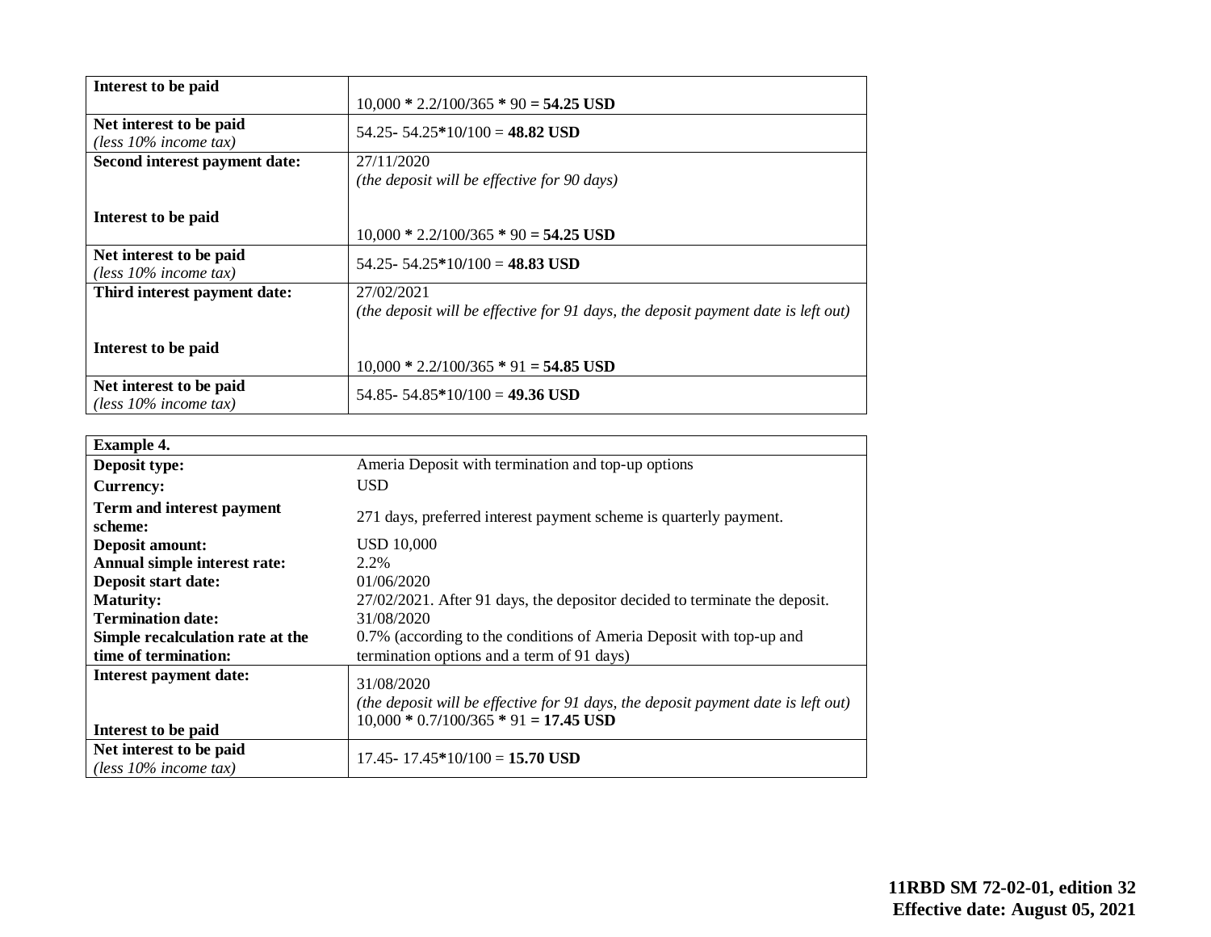| | |
|---|---|
| **Interest to be paid** | 10,000 * 2.2/100/365 * 90 **= 54.25 USD** |
| **Net interest to be paid** *(less 10% income tax)* | 54.25- 54.25*10/100 = **48.82 USD** |
| **Second interest payment date:** | 27/11/2020 *(the deposit will be effective for 90 days)* |
| **Interest to be paid** | 10,000 * 2.2/100/365 * 90 **= 54.25 USD** |
| **Net interest to be paid** *(less 10% income tax)* | 54.25- 54.25*10/100 = **48.83 USD** |
| **Third interest payment date:** | 27/02/2021 *(the deposit will be effective for 91 days, the deposit payment date is left out)* |
| **Interest to be paid** | 10,000 * 2.2/100/365 * 91 **= 54.85 USD** |
| **Net interest to be paid** *(less 10% income tax)* | 54.85- 54.85*10/100 = **49.36 USD** |

| **Example 4.** | |
|---|---|
| **Deposit type:** | Ameria Deposit with termination and top-up options |
| **Currency:** | USD |
| **Term and interest payment scheme:** | 271 days, preferred interest payment scheme is quarterly payment. |
| **Deposit amount:** | USD 10,000 |
| **Annual simple interest rate:** | 2.2% |
| **Deposit start date:** | 01/06/2020 |
| **Maturity:** | 27/02/2021. After 91 days, the depositor decided to terminate the deposit. |
| **Termination date:** | 31/08/2020 |
| **Simple recalculation rate at the time of termination:** | 0.7% (according to the conditions of Ameria Deposit with top-up and termination options and a term of 91 days) |
| **Interest payment date:** | 31/08/2020 *(the deposit will be effective for 91 days, the deposit payment date is left out)* |
| **Interest to be paid** | 10,000 * 0.7/100/365 * 91 **= 17.45 USD** |
| **Net interest to be paid** *(less 10% income tax)* | 17.45- 17.45*10/100 = **15.70 USD** |

**11RBD SM 72-02-01, edition 32**
**Effective date: August 05, 2021**